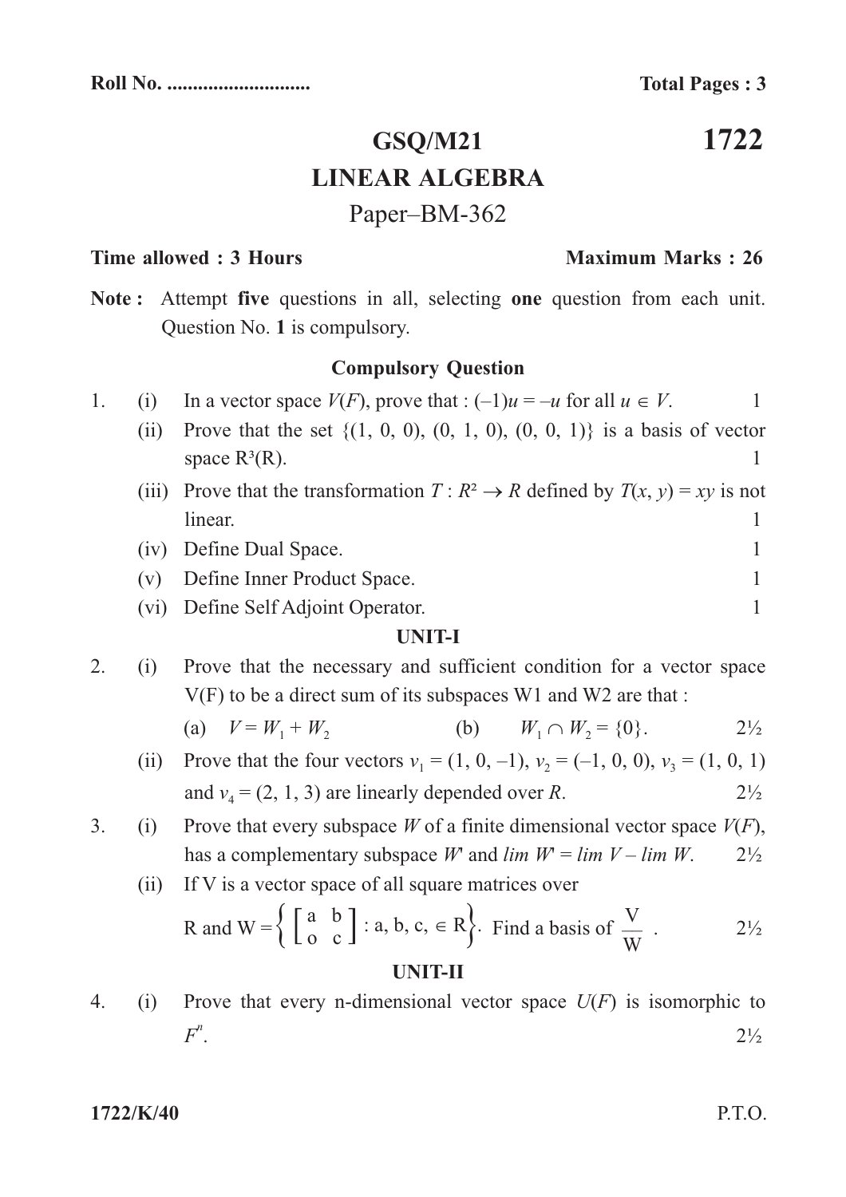Roll No. ............................ **Total Pages : 3**

# GSQ/M21 — 1722

## LINEAR ALGEBRA

Paper–BM-362

**Time allowed : 3 Hours** **Maximum Marks : 26**

**Note :** Attempt **five** questions in all, selecting **one** question from each unit. Question No. **1** is compulsory.

### Compulsory Question

1. (i) In a vector space $V(F)$, prove that : $(-1)u = -u$ for all $u \in V$. 1

   (ii) Prove that the set $\{(1, 0, 0), (0, 1, 0), (0, 0, 1)\}$ is a basis of vector space $R^3(R)$. 1

   (iii) Prove that the transformation $T : R^2 \to R$ defined by $T(x, y) = xy$ is not linear. 1

   (iv) Define Dual Space. 1

   (v) Define Inner Product Space. 1

   (vi) Define Self Adjoint Operator. 1

### UNIT-I

2. (i) Prove that the necessary and sufficient condition for a vector space V(F) to be a direct sum of its subspaces W1 and W2 are that :

   (a) $V = W_1 + W_2$  (b) $W_1 \cap W_2 = \{0\}$. 2½

   (ii) Prove that the four vectors $v_1 = (1, 0, -1)$, $v_2 = (-1, 0, 0)$, $v_3 = (1, 0, 1)$ and $v_4 = (2, 1, 3)$ are linearly depended over $R$. 2½

3. (i) Prove that every subspace $W$ of a finite dimensional vector space $V(F)$, has a complementary subspace $W'$ and $lim\ W' = lim\ V - lim\ W$. 2½

   (ii) If V is a vector space of all square matrices over R and $W = \left\{ \begin{bmatrix} a & b \\ o & c \end{bmatrix} : a, b, c, \in R \right\}$. Find a basis of $\frac{V}{W}$ . 2½

### UNIT-II

4. (i) Prove that every n-dimensional vector space $U(F)$ is isomorphic to $F^n$. 2½

1722/K/40 P.T.O.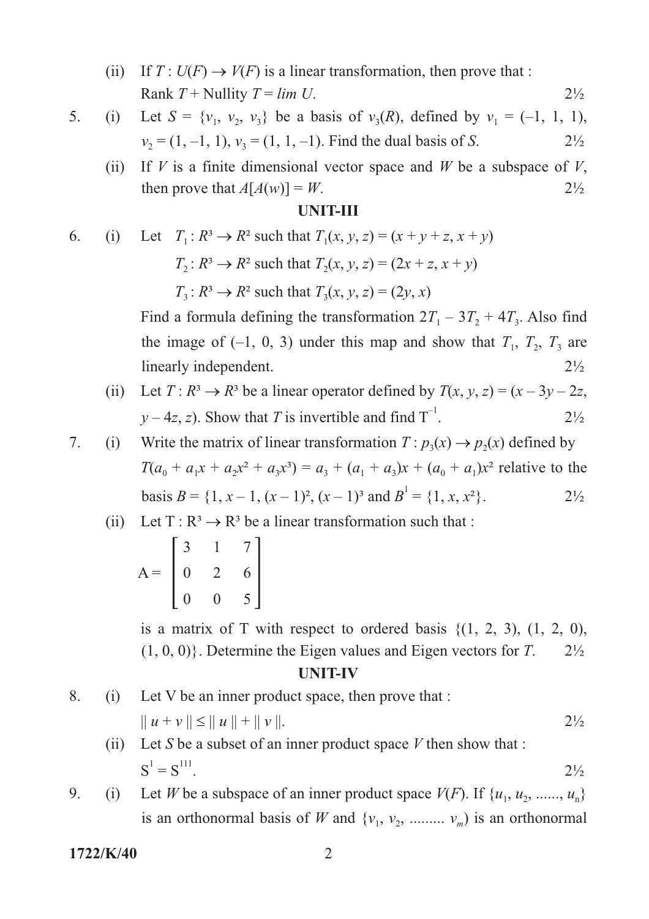(ii) If $T : U(F) \to V(F)$ is a linear transformation, then prove that :
Rank $T$ + Nullity $T = lim\ U$. 2½

5. (i) Let $S = \{v_1, v_2, v_3\}$ be a basis of $v_3(R)$, defined by $v_1 = (-1, 1, 1)$, $v_2 = (1, -1, 1)$, $v_3 = (1, 1, -1)$. Find the dual basis of $S$. 2½

(ii) If $V$ is a finite dimensional vector space and $W$ be a subspace of $V$, then prove that $A[A(w)] = W$. 2½

## UNIT-III

6. (i) Let $T_1 : R^3 \to R^2$ such that $T_1(x, y, z) = (x + y + z, x + y)$

$T_2 : R^3 \to R^2$ such that $T_2(x, y, z) = (2x + z, x + y)$

$T_3 : R^3 \to R^2$ such that $T_3(x, y, z) = (2y, x)$

Find a formula defining the transformation $2T_1 - 3T_2 + 4T_3$. Also find the image of $(-1, 0, 3)$ under this map and show that $T_1$, $T_2$, $T_3$ are linearly independent. 2½

(ii) Let $T : R^3 \to R^3$ be a linear operator defined by $T(x, y, z) = (x - 3y - 2z, y - 4z, z)$. Show that $T$ is invertible and find $T^{-1}$. 2½

7. (i) Write the matrix of linear transformation $T : p_3(x) \to p_2(x)$ defined by $T(a_0 + a_1x + a_2x^2 + a_3x^3) = a_3 + (a_1 + a_3)x + (a_0 + a_1)x^2$ relative to the basis $B = \{1, x - 1, (x - 1)^2, (x - 1)^3$ and $B^1 = \{1, x, x^2\}$. 2½

(ii) Let $T : R^3 \to R^3$ be a linear transformation such that :

$$A = \begin{bmatrix} 3 & 1 & 7 \\ 0 & 2 & 6 \\ 0 & 0 & 5 \end{bmatrix}$$

is a matrix of T with respect to ordered basis $\{(1, 2, 3), (1, 2, 0), (1, 0, 0)\}$. Determine the Eigen values and Eigen vectors for $T$. 2½

## UNIT-IV

8. (i) Let V be an inner product space, then prove that :
$\| u + v \| \leq \| u \| + \| v \|$. 2½

(ii) Let $S$ be a subset of an inner product space $V$ then show that :
$S^1 = S^{111}$. 2½

9. (i) Let $W$ be a subspace of an inner product space $V(F)$. If $\{u_1, u_2, ......, u_n\}$ is an orthonormal basis of $W$ and $\{v_1, v_2, ......... v_m)$ is an orthonormal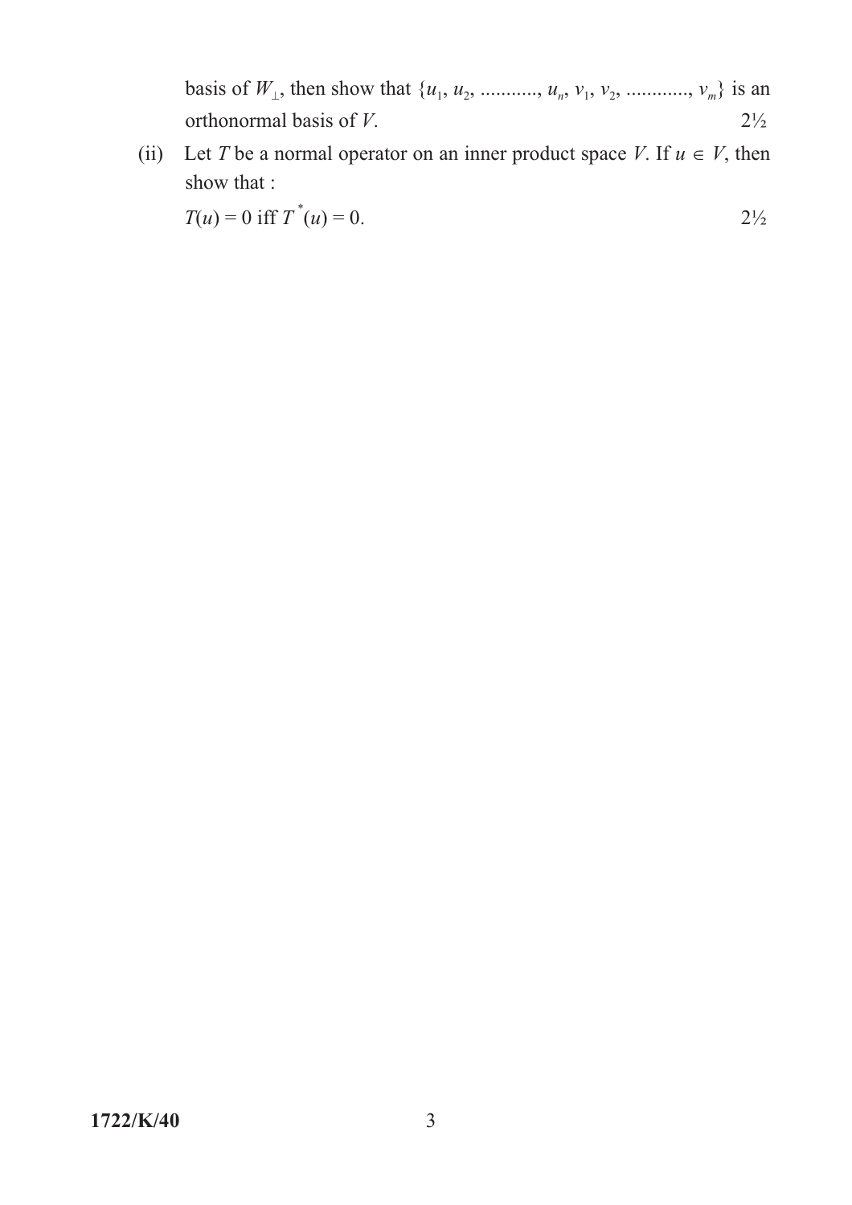basis of $W_{\perp}$, then show that $\{u_1, u_2, \ldots\ldots\ldots\ldots, u_n, v_1, v_2, \ldots\ldots\ldots\ldots, v_m\}$ is an orthonormal basis of $V$. 2½

(ii) Let $T$ be a normal operator on an inner product space $V$. If $u \in V$, then show that :

$T(u) = 0$ iff $T^*(u) = 0$. 2½